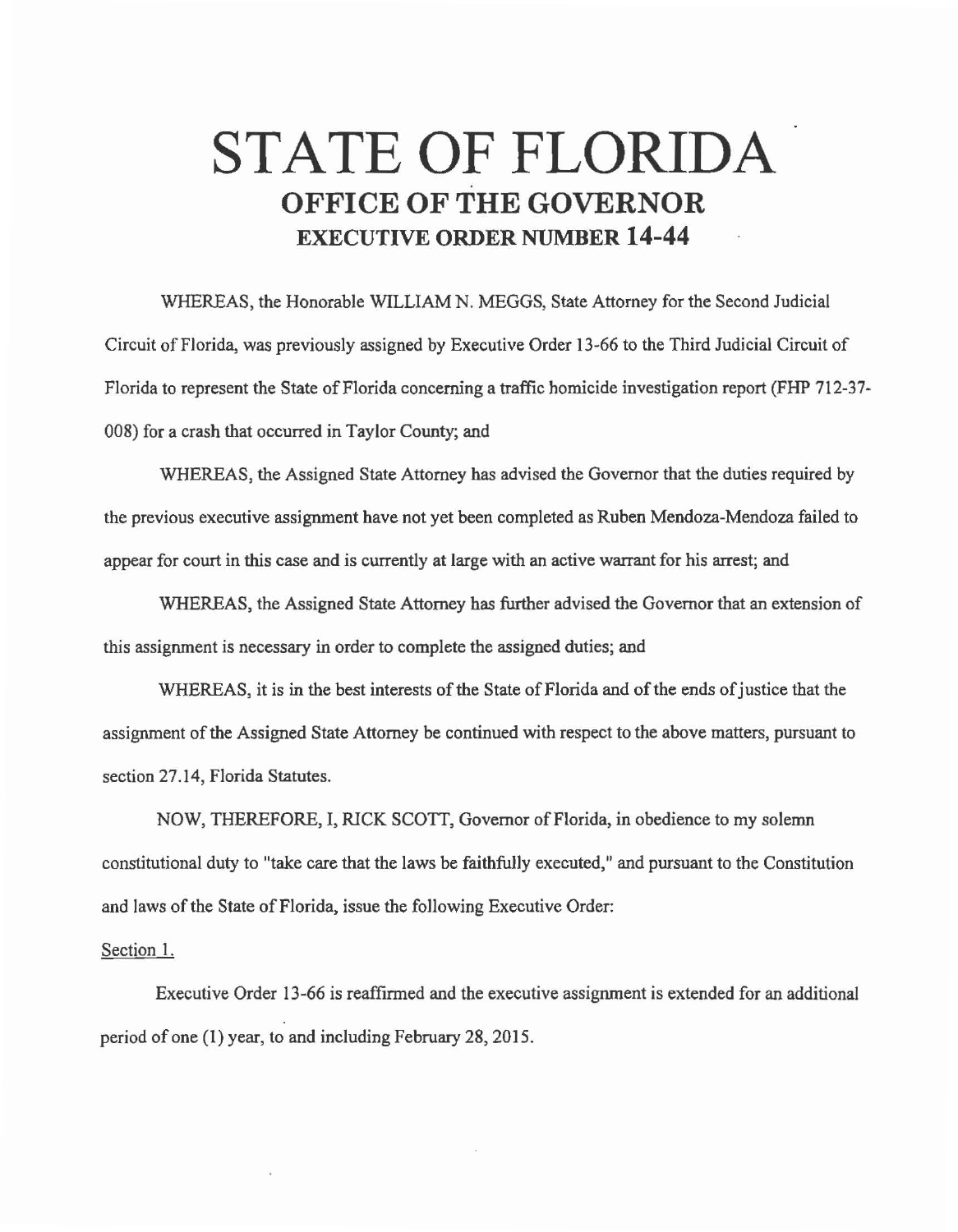# STATE OF FLORIDA

## OFFICE OF THE GOVERNOR

### EXECUTIVE ORDER NUMBER 14-44

WHEREAS, the Honorable WILLIAM N. MEGGS, State Attorney for the Second Judicial Circuit of Florida, was previously assigned by Executive Order 13-66 to the Third Judicial Circuit of Florida to represent the State of Florida concerning a traffic homicide investigation report (FHP 712-37-008) for a crash that occurred in Taylor County; and

WHEREAS, the Assigned State Attorney has advised the Governor that the duties required by the previous executive assignment have not yet been completed as Ruben Mendoza-Mendoza failed to appear for court in this case and is currently at large with an active warrant for his arrest; and

WHEREAS, the Assigned State Attorney has further advised the Governor that an extension of this assignment is necessary in order to complete the assigned duties; and

WHEREAS, it is in the best interests of the State of Florida and of the ends of justice that the assignment of the Assigned State Attorney be continued with respect to the above matters, pursuant to section 27.14, Florida Statutes.

NOW, THEREFORE, I, RICK SCOTT, Governor of Florida, in obedience to my solemn constitutional duty to "take care that the laws be faithfully executed," and pursuant to the Constitution and laws of the State of Florida, issue the following Executive Order:

Section 1.

Executive Order 13-66 is reaffirmed and the executive assignment is extended for an additional period of one (1) year, to and including February 28, 2015.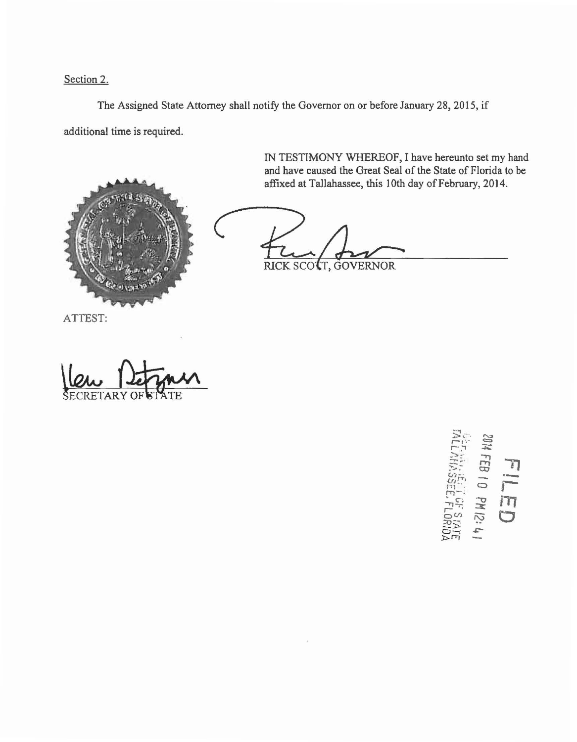Section 2.

The Assigned State Attorney shall notify the Governor on or before January 28, 2015, if additional time is required.

IN TESTIMONY WHEREOF, I have hereunto set my hand and have caused the Great Seal of the State of Florida to be affixed at Tallahassee, this 10th day of February, 2014.

RICK SCOTT, GOVERNOR

ATTEST:

SECRETARY OF STATE

FILED

2014 FEB 10 PM 12:41

DEPARTMENT OF STATE
TALLAHASSEE, FLORIDA